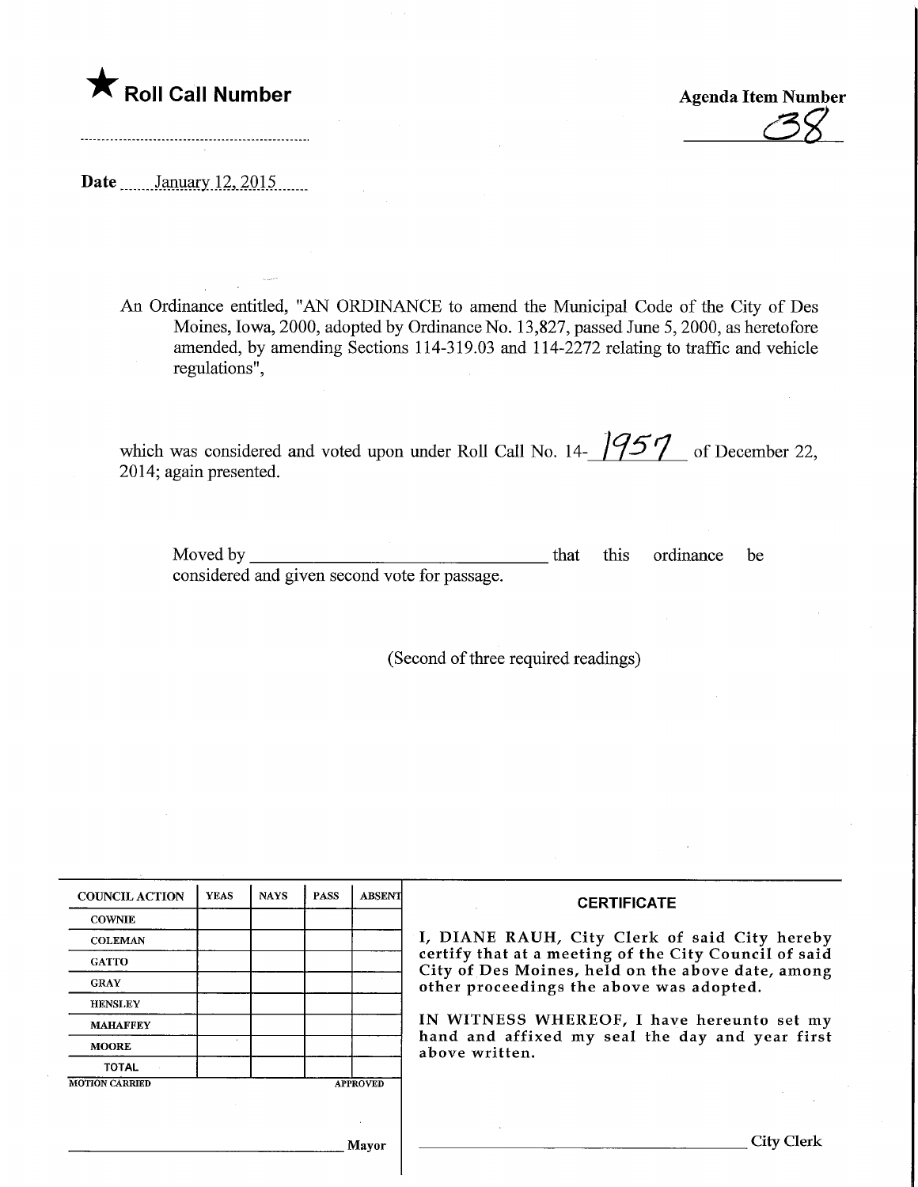★ **Roll Call Number**

**Agenda Item Number**

38

---

**Date** January 12, 2015

An Ordinance entitled, "AN ORDINANCE to amend the Municipal Code of the City of Des Moines, Iowa, 2000, adopted by Ordinance No. 13,827, passed June 5, 2000, as heretofore amended, by amending Sections 114-319.03 and 114-2272 relating to traffic and vehicle regulations",

which was considered and voted upon under Roll Call No. 14- 1957 of December 22, 2014; again presented.

Moved by ________________________________ that this ordinance be considered and given second vote for passage.

(Second of three required readings)

| COUNCIL ACTION | YEAS | NAYS | PASS | ABSENT |
|---|---|---|---|---|
| COWNIE | | | | |
| COLEMAN | | | | |
| GATTO | | | | |
| GRAY | | | | |
| HENSLEY | | | | |
| MAHAFFEY | | | | |
| MOORE | | | | |
| TOTAL | | | | |

MOTION CARRIED APPROVED

________________________________ Mayor

**CERTIFICATE**

I, DIANE RAUH, City Clerk of said City hereby certify that at a meeting of the City Council of said City of Des Moines, held on the above date, among other proceedings the above was adopted.

IN WITNESS WHEREOF, I have hereunto set my hand and affixed my seal the day and year first above written.

________________________________ City Clerk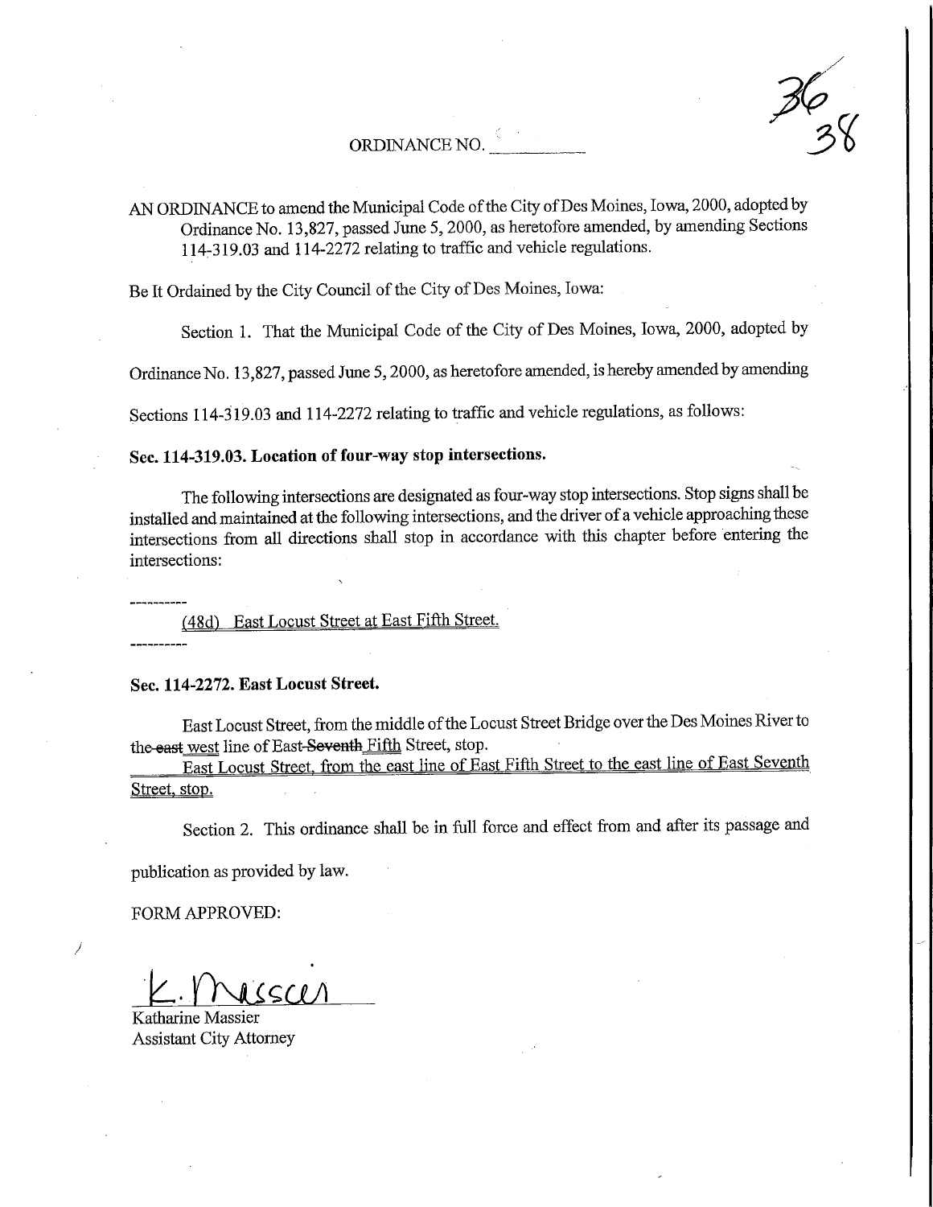36
38

ORDINANCE NO. ______

AN ORDINANCE to amend the Municipal Code of the City of Des Moines, Iowa, 2000, adopted by Ordinance No. 13,827, passed June 5, 2000, as heretofore amended, by amending Sections 114-319.03 and 114-2272 relating to traffic and vehicle regulations.

Be It Ordained by the City Council of the City of Des Moines, Iowa:

Section 1. That the Municipal Code of the City of Des Moines, Iowa, 2000, adopted by Ordinance No. 13,827, passed June 5, 2000, as heretofore amended, is hereby amended by amending Sections 114-319.03 and 114-2272 relating to traffic and vehicle regulations, as follows:

**Sec. 114-319.03. Location of four-way stop intersections.**

The following intersections are designated as four-way stop intersections. Stop signs shall be installed and maintained at the following intersections, and the driver of a vehicle approaching these intersections from all directions shall stop in accordance with this chapter before entering the intersections:

----------

(48d) East Locust Street at East Fifth Street.

----------

**Sec. 114-2272. East Locust Street.**

East Locust Street, from the middle of the Locust Street Bridge over the Des Moines River to the ~~east~~ west line of East ~~Seventh~~ Fifth Street, stop.

East Locust Street, from the east line of East Fifth Street to the east line of East Seventh Street, stop.

Section 2. This ordinance shall be in full force and effect from and after its passage and publication as provided by law.

FORM APPROVED:

K. Massier

Katharine Massier
Assistant City Attorney